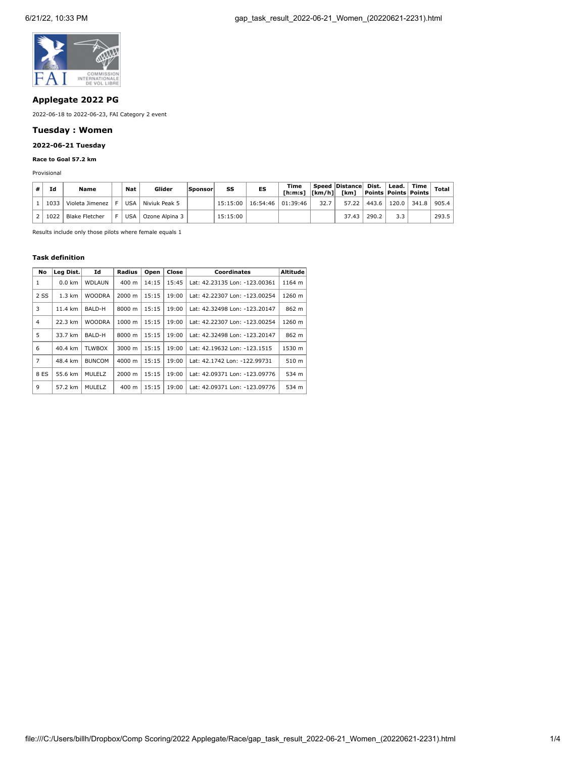## Applegate 2022 PG

2022-06-18 to 2022-06-23, FAI Category 2 event

## Tuesday : Women

### 2022-06-21 Tuesday

**Race to Goal 57.2 km**

Provisional

| # | Id | Name | | Nat | Glider | Sponsor | SS | ES | Time [h:m:s] | Speed [km/h] | Distance [km] | Dist. Points | Lead. Points | Time Points | Total |
|---|---|---|---|---|---|---|---|---|---|---|---|---|---|---|---|
| 1 | 1033 | Violeta Jimenez | F | USA | Niviuk Peak 5 | | 15:15:00 | 16:54:46 | 01:39:46 | 32.7 | 57.22 | 443.6 | 120.0 | 341.8 | 905.4 |
| 2 | 1022 | Blake Fletcher | F | USA | Ozone Alpina 3 | | 15:15:00 | | | | 37.43 | 290.2 | 3.3 | | 293.5 |

Results include only those pilots where female equals 1

#### Task definition

| No | Leg Dist. | Id | Radius | Open | Close | Coordinates | Altitude |
|---|---|---|---|---|---|---|---|
| 1 | 0.0 km | WDLAUN | 400 m | 14:15 | 15:45 | Lat: 42.23135 Lon: -123.00361 | 1164 m |
| 2 SS | 1.3 km | WOODRA | 2000 m | 15:15 | 19:00 | Lat: 42.22307 Lon: -123.00254 | 1260 m |
| 3 | 11.4 km | BALD-H | 8000 m | 15:15 | 19:00 | Lat: 42.32498 Lon: -123.20147 | 862 m |
| 4 | 22.3 km | WOODRA | 1000 m | 15:15 | 19:00 | Lat: 42.22307 Lon: -123.00254 | 1260 m |
| 5 | 33.7 km | BALD-H | 8000 m | 15:15 | 19:00 | Lat: 42.32498 Lon: -123.20147 | 862 m |
| 6 | 40.4 km | TLWBOX | 3000 m | 15:15 | 19:00 | Lat: 42.19632 Lon: -123.1515 | 1530 m |
| 7 | 48.4 km | BUNCOM | 4000 m | 15:15 | 19:00 | Lat: 42.1742 Lon: -122.99731 | 510 m |
| 8 ES | 55.6 km | MULELZ | 2000 m | 15:15 | 19:00 | Lat: 42.09371 Lon: -123.09776 | 534 m |
| 9 | 57.2 km | MULELZ | 400 m | 15:15 | 19:00 | Lat: 42.09371 Lon: -123.09776 | 534 m |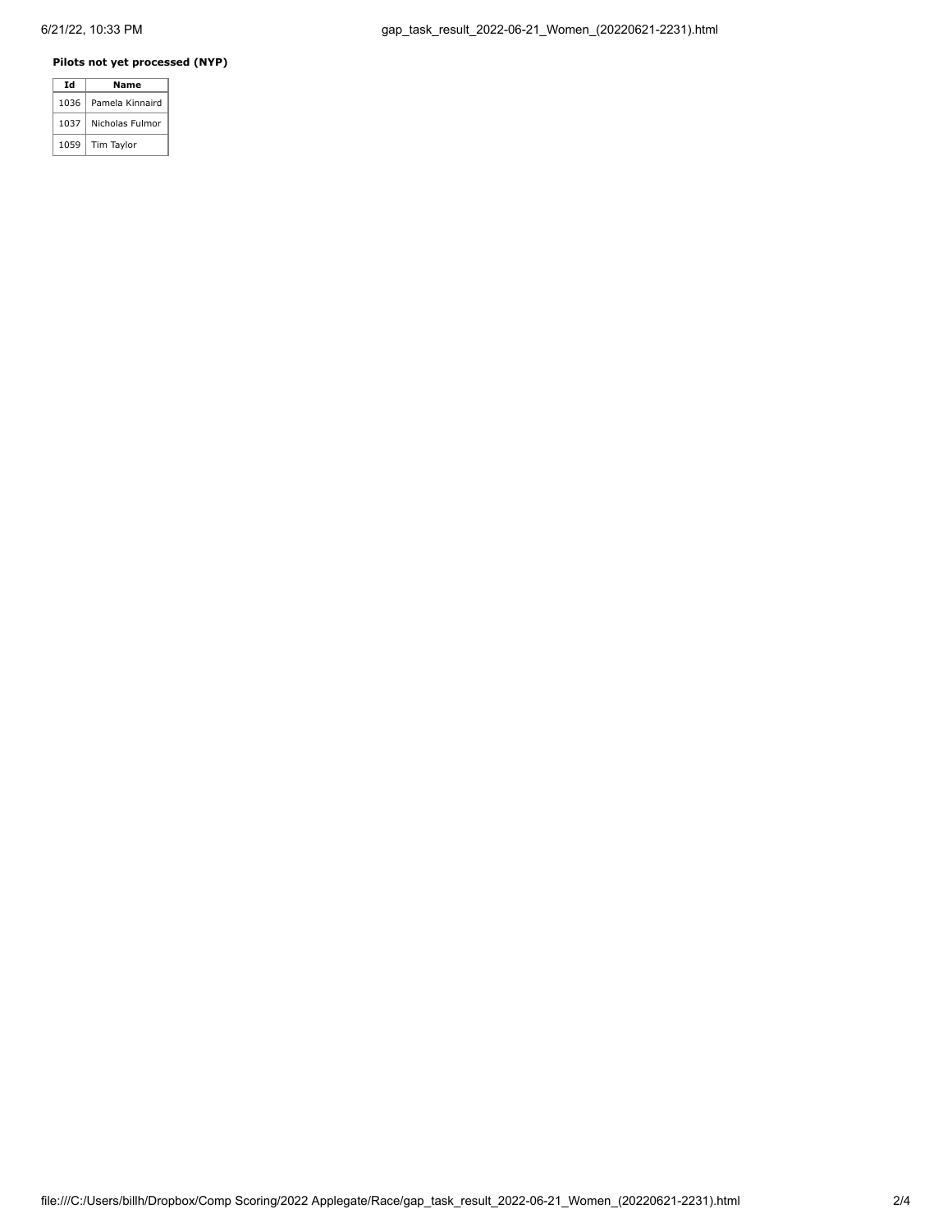**Pilots not yet processed (NYP)**

| Id | Name |
| --- | --- |
| 1036 | Pamela Kinnaird |
| 1037 | Nicholas Fulmor |
| 1059 | Tim Taylor |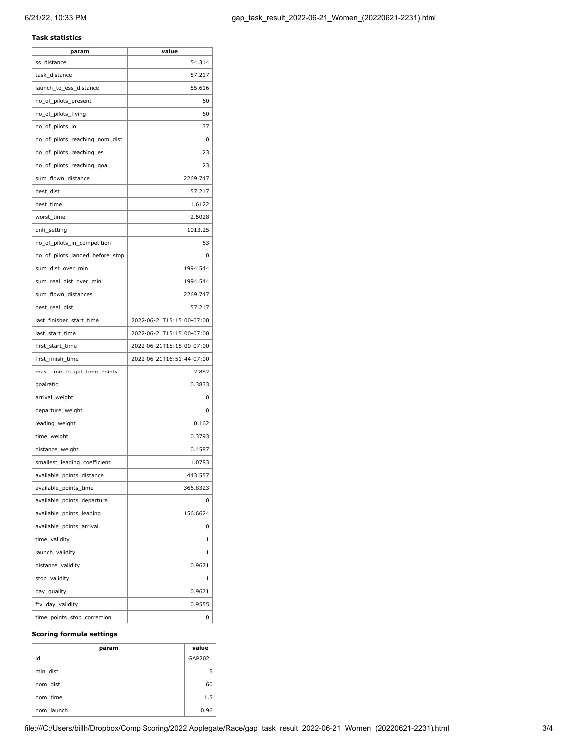**Task statistics**

| param | value |
| --- | --- |
| ss_distance | 54.314 |
| task_distance | 57.217 |
| launch_to_ess_distance | 55.616 |
| no_of_pilots_present | 60 |
| no_of_pilots_flying | 60 |
| no_of_pilots_lo | 37 |
| no_of_pilots_reaching_nom_dist | 0 |
| no_of_pilots_reaching_es | 23 |
| no_of_pilots_reaching_goal | 23 |
| sum_flown_distance | 2269.747 |
| best_dist | 57.217 |
| best_time | 1.6122 |
| worst_time | 2.5028 |
| qnh_setting | 1013.25 |
| no_of_pilots_in_competition | 63 |
| no_of_pilots_landed_before_stop | 0 |
| sum_dist_over_min | 1994.544 |
| sum_real_dist_over_min | 1994.544 |
| sum_flown_distances | 2269.747 |
| best_real_dist | 57.217 |
| last_finisher_start_time | 2022-06-21T15:15:00-07:00 |
| last_start_time | 2022-06-21T15:15:00-07:00 |
| first_start_time | 2022-06-21T15:15:00-07:00 |
| first_finish_time | 2022-06-21T16:51:44-07:00 |
| max_time_to_get_time_points | 2.882 |
| goalratio | 0.3833 |
| arrival_weight | 0 |
| departure_weight | 0 |
| leading_weight | 0.162 |
| time_weight | 0.3793 |
| distance_weight | 0.4587 |
| smallest_leading_coefficient | 1.0783 |
| available_points_distance | 443.557 |
| available_points_time | 366.8323 |
| available_points_departure | 0 |
| available_points_leading | 156.6624 |
| available_points_arrival | 0 |
| time_validity | 1 |
| launch_validity | 1 |
| distance_validity | 0.9671 |
| stop_validity | 1 |
| day_quality | 0.9671 |
| ftv_day_validity | 0.9555 |
| time_points_stop_correction | 0 |

**Scoring formula settings**

| param | value |
| --- | --- |
| id | GAP2021 |
| min_dist | 5 |
| nom_dist | 60 |
| nom_time | 1.5 |
| nom_launch | 0.96 |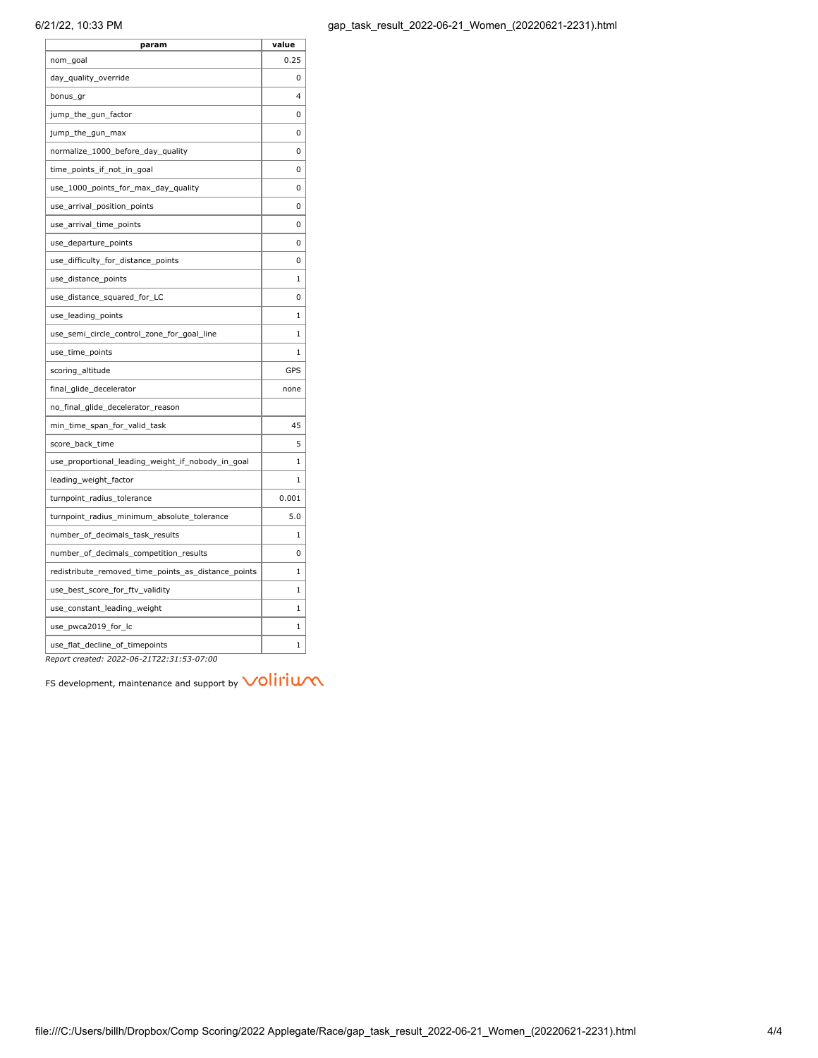| param | value |
|---|---|
| nom_goal | 0.25 |
| day_quality_override | 0 |
| bonus_gr | 4 |
| jump_the_gun_factor | 0 |
| jump_the_gun_max | 0 |
| normalize_1000_before_day_quality | 0 |
| time_points_if_not_in_goal | 0 |
| use_1000_points_for_max_day_quality | 0 |
| use_arrival_position_points | 0 |
| use_arrival_time_points | 0 |
| use_departure_points | 0 |
| use_difficulty_for_distance_points | 0 |
| use_distance_points | 1 |
| use_distance_squared_for_LC | 0 |
| use_leading_points | 1 |
| use_semi_circle_control_zone_for_goal_line | 1 |
| use_time_points | 1 |
| scoring_altitude | GPS |
| final_glide_decelerator | none |
| no_final_glide_decelerator_reason | |
| min_time_span_for_valid_task | 45 |
| score_back_time | 5 |
| use_proportional_leading_weight_if_nobody_in_goal | 1 |
| leading_weight_factor | 1 |
| turnpoint_radius_tolerance | 0.001 |
| turnpoint_radius_minimum_absolute_tolerance | 5.0 |
| number_of_decimals_task_results | 1 |
| number_of_decimals_competition_results | 0 |
| redistribute_removed_time_points_as_distance_points | 1 |
| use_best_score_for_ftv_validity | 1 |
| use_constant_leading_weight | 1 |
| use_pwca2019_for_lc | 1 |
| use_flat_decline_of_timepoints | 1 |

*Report created: 2022-06-21T22:31:53-07:00*

FS development, maintenance and support by volirium